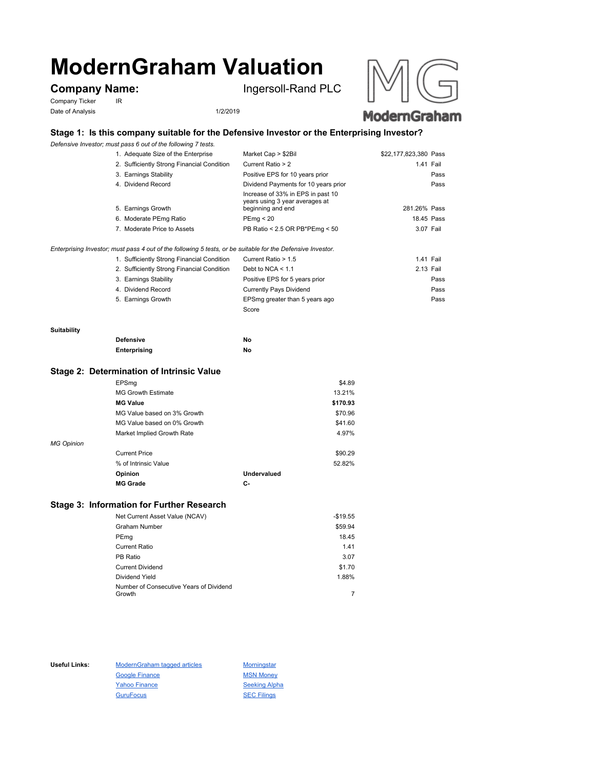# ModernGraham Valuation

**Company Name:** Ingersoll-Rand PLC

Company Ticker: IR

Date of Analysis: 1/2/2019

## Stage 1: Is this company suitable for the Defensive Investor or the Enterprising Investor?

*Defensive Investor; must pass 6 out of the following 7 tests.*

| Test | Criterion | Value | Result |
|---|---|---|---|
| 1. Adequate Size of the Enterprise | Market Cap > $2Bil | $22,177,823,380 | Pass |
| 2. Sufficiently Strong Financial Condition | Current Ratio > 2 | 1.41 | Fail |
| 3. Earnings Stability | Positive EPS for 10 years prior | | Pass |
| 4. Dividend Record | Dividend Payments for 10 years prior | | Pass |
| 5. Earnings Growth | Increase of 33% in EPS in past 10 years using 3 year averages at beginning and end | 281.26% | Pass |
| 6. Moderate PEmg Ratio | PEmg < 20 | 18.45 | Pass |
| 7. Moderate Price to Assets | PB Ratio < 2.5 OR PB*PEmg < 50 | 3.07 | Fail |

*Enterprising Investor; must pass 4 out of the following 5 tests, or be suitable for the Defensive Investor.*

| Test | Criterion | Value | Result |
|---|---|---|---|
| 1. Sufficiently Strong Financial Condition | Current Ratio > 1.5 | 1.41 | Fail |
| 2. Sufficiently Strong Financial Condition | Debt to NCA < 1.1 | 2.13 | Fail |
| 3. Earnings Stability | Positive EPS for 5 years prior | | Pass |
| 4. Dividend Record | Currently Pays Dividend | | Pass |
| 5. Earnings Growth | EPSmg greater than 5 years ago | | Pass |
| | Score | | |

**Suitability**

| | |
|---|---|
| **Defensive** | **No** |
| **Enterprising** | **No** |

## Stage 2: Determination of Intrinsic Value

| | |
|---|---|
| EPSmg | $4.89 |
| MG Growth Estimate | 13.21% |
| **MG Value** | **$170.93** |
| MG Value based on 3% Growth | $70.96 |
| MG Value based on 0% Growth | $41.60 |
| Market Implied Growth Rate | 4.97% |

*MG Opinion*

| | |
|---|---|
| Current Price | $90.29 |
| % of Intrinsic Value | 52.82% |
| **Opinion** | **Undervalued** |
| **MG Grade** | **C-** |

## Stage 3: Information for Further Research

| | |
|---|---|
| Net Current Asset Value (NCAV) | -$19.55 |
| Graham Number | $59.94 |
| PEmg | 18.45 |
| Current Ratio | 1.41 |
| PB Ratio | 3.07 |
| Current Dividend | $1.70 |
| Dividend Yield | 1.88% |
| Number of Consecutive Years of Dividend Growth | 7 |

**Useful Links:**

- ModernGraham tagged articles
- Google Finance
- Yahoo Finance
- GuruFocus
- Morningstar
- MSN Money
- Seeking Alpha
- SEC Filings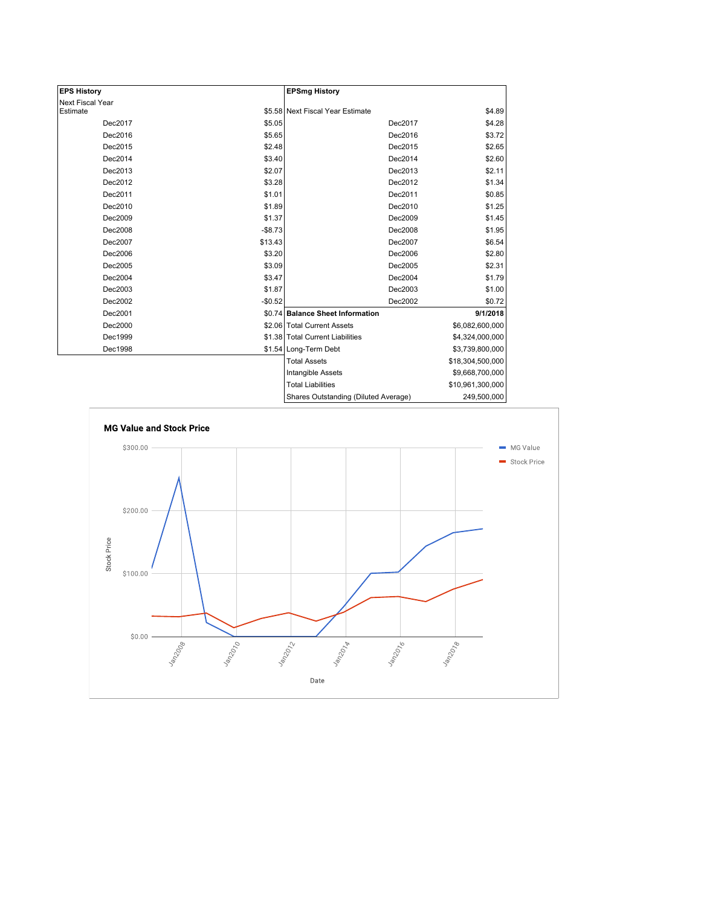| EPS History | |
|---|---|
| Next Fiscal Year Estimate | $5.58 |
| Dec2017 | $5.05 |
| Dec2016 | $5.65 |
| Dec2015 | $2.48 |
| Dec2014 | $3.40 |
| Dec2013 | $2.07 |
| Dec2012 | $3.28 |
| Dec2011 | $1.01 |
| Dec2010 | $1.89 |
| Dec2009 | $1.37 |
| Dec2008 | -$8.73 |
| Dec2007 | $13.43 |
| Dec2006 | $3.20 |
| Dec2005 | $3.09 |
| Dec2004 | $3.47 |
| Dec2003 | $1.87 |
| Dec2002 | -$0.52 |
| Dec2001 | $0.74 |
| Dec2000 | $2.06 |
| Dec1999 | $1.38 |
| Dec1998 | $1.54 |

| EPSmg History | |
|---|---|
| Next Fiscal Year Estimate | $4.89 |
| Dec2017 | $4.28 |
| Dec2016 | $3.72 |
| Dec2015 | $2.65 |
| Dec2014 | $2.60 |
| Dec2013 | $2.11 |
| Dec2012 | $1.34 |
| Dec2011 | $0.85 |
| Dec2010 | $1.25 |
| Dec2009 | $1.45 |
| Dec2008 | $1.95 |
| Dec2007 | $6.54 |
| Dec2006 | $2.80 |
| Dec2005 | $2.31 |
| Dec2004 | $1.79 |
| Dec2003 | $1.00 |
| Dec2002 | $0.72 |

| Balance Sheet Information | 9/1/2018 |
|---|---|
| Total Current Assets | $6,082,600,000 |
| Total Current Liabilities | $4,324,000,000 |
| Long-Term Debt | $3,739,800,000 |
| Total Assets | $18,304,500,000 |
| Intangible Assets | $9,668,700,000 |
| Total Liabilities | $10,961,300,000 |
| Shares Outstanding (Diluted Average) | 249,500,000 |

**MG Value and Stock Price**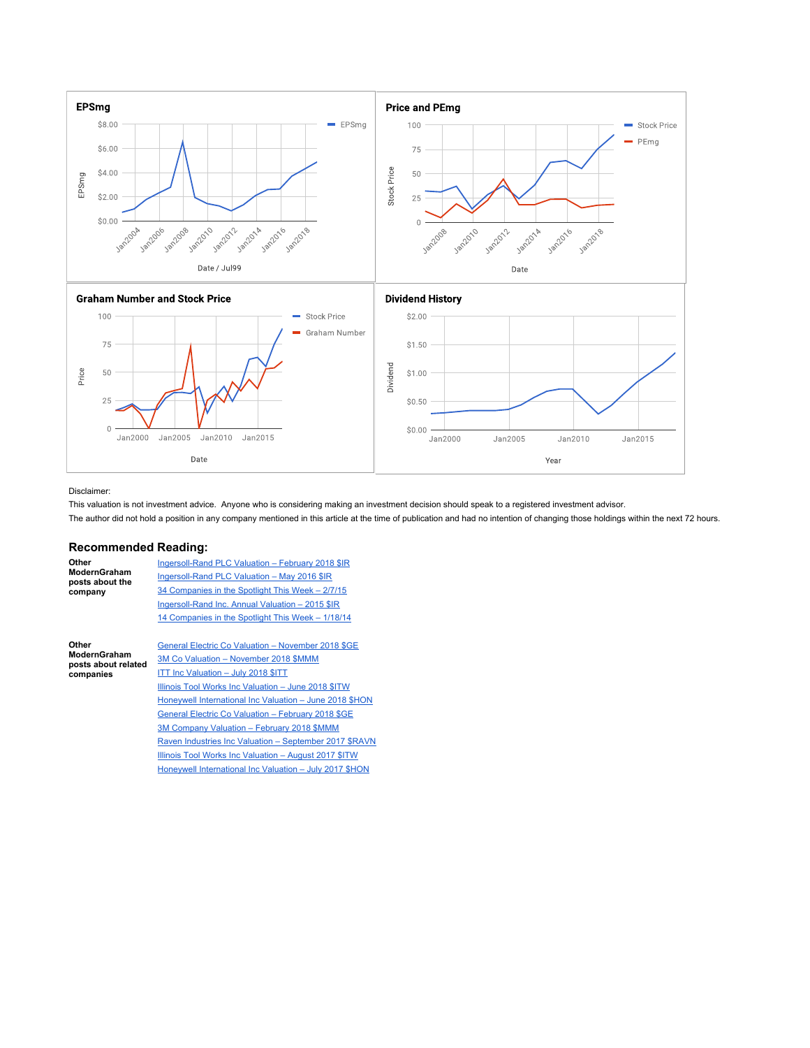**EPSmg**

$8.00
$6.00
$4.00
$2.00
$0.00

EPSmg

Jan2004 Jan2006 Jan2008 Jan2010 Jan2012 Jan2014 Jan2016 Jan2018

Date / Jul99

EPSmg

**Price and PEmg**

100
75
50
25
0

Stock Price

Jan2008 Jan2010 Jan2012 Jan2014 Jan2016 Jan2018

Date

Stock Price
PEmg

**Graham Number and Stock Price**

100
75
50
25
0

Price

Jan2000 Jan2005 Jan2010 Jan2015

Date

Stock Price
Graham Number

**Dividend History**

$2.00
$1.50
$1.00
$0.50
$0.00

Dividend

Jan2000 Jan2005 Jan2010 Jan2015

Year

Disclaimer:

This valuation is not investment advice. Anyone who is considering making an investment decision should speak to a registered investment advisor.

The author did not hold a position in any company mentioned in this article at the time of publication and had no intention of changing those holdings within the next 72 hours.

## Recommended Reading:

| | |
|---|---|
| **Other ModernGraham posts about the company** | Ingersoll-Rand PLC Valuation – February 2018 $IR<br>Ingersoll-Rand PLC Valuation – May 2016 $IR<br>34 Companies in the Spotlight This Week – 2/7/15<br>Ingersoll-Rand Inc. Annual Valuation – 2015 $IR<br>14 Companies in the Spotlight This Week – 1/18/14 |
| **Other ModernGraham posts about related companies** | General Electric Co Valuation – November 2018 $GE<br>3M Co Valuation – November 2018 $MMM<br>ITT Inc Valuation – July 2018 $ITT<br>Illinois Tool Works Inc Valuation – June 2018 $ITW<br>Honeywell International Inc Valuation – June 2018 $HON<br>General Electric Co Valuation – February 2018 $GE<br>3M Company Valuation – February 2018 $MMM<br>Raven Industries Inc Valuation – September 2017 $RAVN<br>Illinois Tool Works Inc Valuation – August 2017 $ITW<br>Honeywell International Inc Valuation – July 2017 $HON |